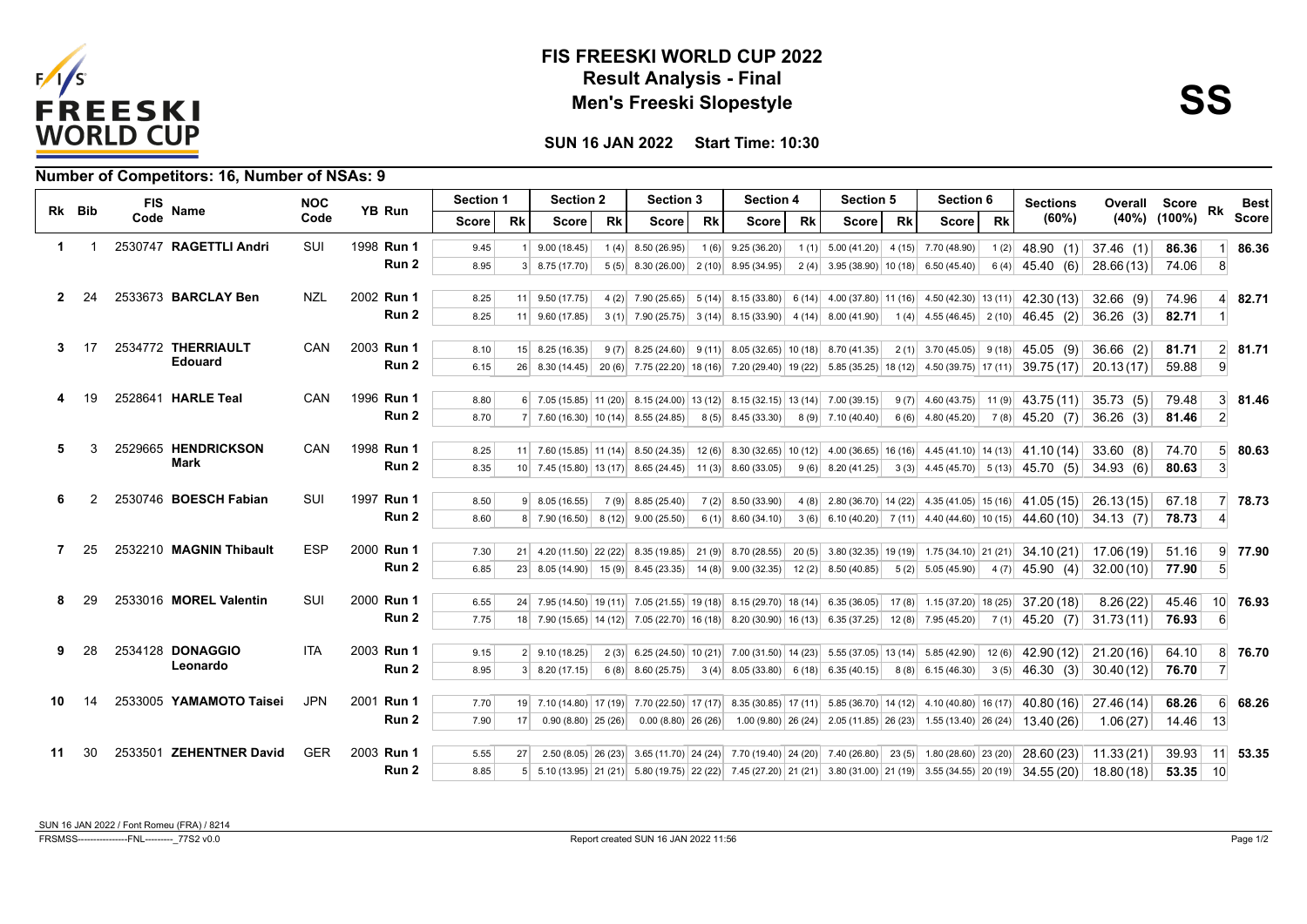# FIS FREESKI WORLD CUP 2022

## Result Analysis - Final

## Men's Freeski Slopestyle

**SS**

**SUN 16 JAN 2022 Start Time: 10:30**

### Number of Competitors: 16, Number of NSAs: 9

| Rk | Bib | FIS Code | Name | NOC Code | YB | Run | Section 1 Score | Section 1 Rk | Section 2 Score | Section 2 Rk | Section 3 Score | Section 3 Rk | Section 4 Score | Section 4 Rk | Section 5 Score | Section 5 Rk | Section 6 Score | Section 6 Rk | Sections (60%) | Overall (40%) | Score (100%) | Rk | Best Score |
|---|---|---|---|---|---|---|---|---|---|---|---|---|---|---|---|---|---|---|---|---|---|---|---|
| 1 | 1 | 2530747 | **RAGETTLI Andri** | SUI | 1998 | **Run 1** | 9.45 | 1 | 9.00 (18.45) | 1 (4) | 8.50 (26.95) | 1 (6) | 9.25 (36.20) | 1 (1) | 5.00 (41.20) | 4 (15) | 7.70 (48.90) | 1 (2) | 48.90 (1) | 37.46 (1) | **86.36** | 1 | **86.36** |
| | | | | | | **Run 2** | 8.95 | 3 | 8.75 (17.70) | 5 (5) | 8.30 (26.00) | 2 (10) | 8.95 (34.95) | 2 (4) | 3.95 (38.90) | 10 (18) | 6.50 (45.40) | 6 (4) | 45.40 (6) | 28.66 (13) | 74.06 | 8 | |
| 2 | 24 | 2533673 | **BARCLAY Ben** | NZL | 2002 | **Run 1** | 8.25 | 11 | 9.50 (17.75) | 4 (2) | 7.90 (25.65) | 5 (14) | 8.15 (33.80) | 6 (14) | 4.00 (37.80) | 11 (16) | 4.50 (42.30) | 13 (11) | 42.30 (13) | 32.66 (9) | 74.96 | 4 | **82.71** |
| | | | | | | **Run 2** | 8.25 | 11 | 9.60 (17.85) | 3 (1) | 7.90 (25.75) | 3 (14) | 8.15 (33.90) | 4 (14) | 8.00 (41.90) | 1 (4) | 4.55 (46.45) | 2 (10) | 46.45 (2) | 36.26 (3) | **82.71** | 1 | |
| 3 | 17 | 2534772 | **THERRIAULT Edouard** | CAN | 2003 | **Run 1** | 8.10 | 15 | 8.25 (16.35) | 9 (7) | 8.25 (24.60) | 9 (11) | 8.05 (32.65) | 10 (18) | 8.70 (41.35) | 2 (1) | 3.70 (45.05) | 9 (18) | 45.05 (9) | 36.66 (2) | **81.71** | 2 | **81.71** |
| | | | | | | **Run 2** | 6.15 | 26 | 8.30 (14.45) | 20 (6) | 7.75 (22.20) | 18 (16) | 7.20 (29.40) | 19 (22) | 5.85 (35.25) | 18 (12) | 4.50 (39.75) | 17 (11) | 39.75 (17) | 20.13 (17) | 59.88 | 9 | |
| 4 | 19 | 2528641 | **HARLE Teal** | CAN | 1996 | **Run 1** | 8.80 | 6 | 7.05 (15.85) | 11 (20) | 8.15 (24.00) | 13 (12) | 8.15 (32.15) | 13 (14) | 7.00 (39.15) | 9 (7) | 4.60 (43.75) | 11 (9) | 43.75 (11) | 35.73 (5) | 79.48 | 3 | **81.46** |
| | | | | | | **Run 2** | 8.70 | 7 | 7.60 (16.30) | 10 (14) | 8.55 (24.85) | 8 (5) | 8.45 (33.30) | 8 (9) | 7.10 (40.40) | 6 (6) | 4.80 (45.20) | 7 (8) | 45.20 (7) | 36.26 (3) | **81.46** | 2 | |
| 5 | 3 | 2529665 | **HENDRICKSON Mark** | CAN | 1998 | **Run 1** | 8.25 | 11 | 7.60 (15.85) | 11 (14) | 8.50 (24.35) | 12 (6) | 8.30 (32.65) | 10 (12) | 4.00 (36.65) | 16 (16) | 4.45 (41.10) | 14 (13) | 41.10 (14) | 33.60 (8) | 74.70 | 5 | **80.63** |
| | | | | | | **Run 2** | 8.35 | 10 | 7.45 (15.80) | 13 (17) | 8.65 (24.45) | 11 (3) | 8.60 (33.05) | 9 (6) | 8.20 (41.25) | 3 (3) | 4.45 (45.70) | 5 (13) | 45.70 (5) | 34.93 (6) | **80.63** | 3 | |
| 6 | 2 | 2530746 | **BOESCH Fabian** | SUI | 1997 | **Run 1** | 8.50 | 9 | 8.05 (16.55) | 7 (9) | 8.85 (25.40) | 7 (2) | 8.50 (33.90) | 4 (8) | 2.80 (36.70) | 14 (22) | 4.35 (41.05) | 15 (16) | 41.05 (15) | 26.13 (15) | 67.18 | 7 | **78.73** |
| | | | | | | **Run 2** | 8.60 | 8 | 7.90 (16.50) | 8 (12) | 9.00 (25.50) | 6 (1) | 8.60 (34.10) | 3 (6) | 6.10 (40.20) | 7 (11) | 4.40 (44.60) | 10 (15) | 44.60 (10) | 34.13 (7) | **78.73** | 4 | |
| 7 | 25 | 2532210 | **MAGNIN Thibault** | ESP | 2000 | **Run 1** | 7.30 | 21 | 4.20 (11.50) | 22 (22) | 8.35 (19.85) | 21 (9) | 8.70 (28.55) | 20 (5) | 3.80 (32.35) | 19 (19) | 1.75 (34.10) | 21 (21) | 34.10 (21) | 17.06 (19) | 51.16 | 9 | **77.90** |
| | | | | | | **Run 2** | 6.85 | 23 | 8.05 (14.90) | 15 (9) | 8.45 (23.35) | 14 (8) | 9.00 (32.35) | 12 (2) | 8.50 (40.85) | 5 (2) | 5.05 (45.90) | 4 (7) | 45.90 (4) | 32.00 (10) | **77.90** | 5 | |
| 8 | 29 | 2533016 | **MOREL Valentin** | SUI | 2000 | **Run 1** | 6.55 | 24 | 7.95 (14.50) | 19 (11) | 7.05 (21.55) | 19 (18) | 8.15 (29.70) | 18 (14) | 6.35 (36.05) | 17 (8) | 1.15 (37.20) | 18 (25) | 37.20 (18) | 8.26 (22) | 45.46 | 10 | **76.93** |
| | | | | | | **Run 2** | 7.75 | 18 | 7.90 (15.65) | 14 (12) | 7.05 (22.70) | 16 (18) | 8.20 (30.90) | 16 (13) | 6.35 (37.25) | 12 (8) | 7.95 (45.20) | 7 (1) | 45.20 (7) | 31.73 (11) | **76.93** | 6 | |
| 9 | 28 | 2534128 | **DONAGGIO Leonardo** | ITA | 2003 | **Run 1** | 9.15 | 2 | 9.10 (18.25) | 2 (3) | 6.25 (24.50) | 10 (21) | 7.00 (31.50) | 14 (23) | 5.55 (37.05) | 13 (14) | 5.85 (42.90) | 12 (6) | 42.90 (12) | 21.20 (16) | 64.10 | 8 | **76.70** |
| | | | | | | **Run 2** | 8.95 | 3 | 8.20 (17.15) | 6 (8) | 8.60 (25.75) | 3 (4) | 8.05 (33.80) | 6 (18) | 6.35 (40.15) | 8 (8) | 6.15 (46.30) | 3 (5) | 46.30 (3) | 30.40 (12) | **76.70** | 7 | |
| 10 | 14 | 2533005 | **YAMAMOTO Taisei** | JPN | 2001 | **Run 1** | 7.70 | 19 | 7.10 (14.80) | 17 (19) | 7.70 (22.50) | 17 (17) | 8.35 (30.85) | 17 (11) | 5.85 (36.70) | 14 (12) | 4.10 (40.80) | 16 (17) | 40.80 (16) | 27.46 (14) | 68.26 | 6 | **68.26** |
| | | | | | | **Run 2** | 7.90 | 17 | 0.90 (8.80) | 25 (26) | 0.00 (8.80) | 26 (26) | 1.00 (9.80) | 26 (24) | 2.05 (11.85) | 26 (23) | 1.55 (13.40) | 26 (24) | 13.40 (26) | 1.06 (27) | 14.46 | 13 | |
| 11 | 30 | 2533501 | **ZEHENTNER David** | GER | 2003 | **Run 1** | 5.55 | 27 | 2.50 (8.05) | 26 (23) | 3.65 (11.70) | 24 (24) | 7.70 (19.40) | 24 (20) | 7.40 (26.80) | 23 (5) | 1.80 (28.60) | 23 (20) | 28.60 (23) | 11.33 (21) | 39.93 | 11 | **53.35** |
| | | | | | | **Run 2** | 8.85 | 5 | 5.10 (13.95) | 21 (21) | 5.80 (19.75) | 22 (22) | 7.45 (27.20) | 21 (21) | 3.80 (31.00) | 21 (19) | 3.55 (34.55) | 20 (19) | 34.55 (20) | 18.80 (18) | **53.35** | 10 | |

SUN 16 JAN 2022 / Font Romeu (FRA) / 8214

FRSMSS----------------FNL---------_77S2 v0.0 Report created SUN 16 JAN 2022 11:56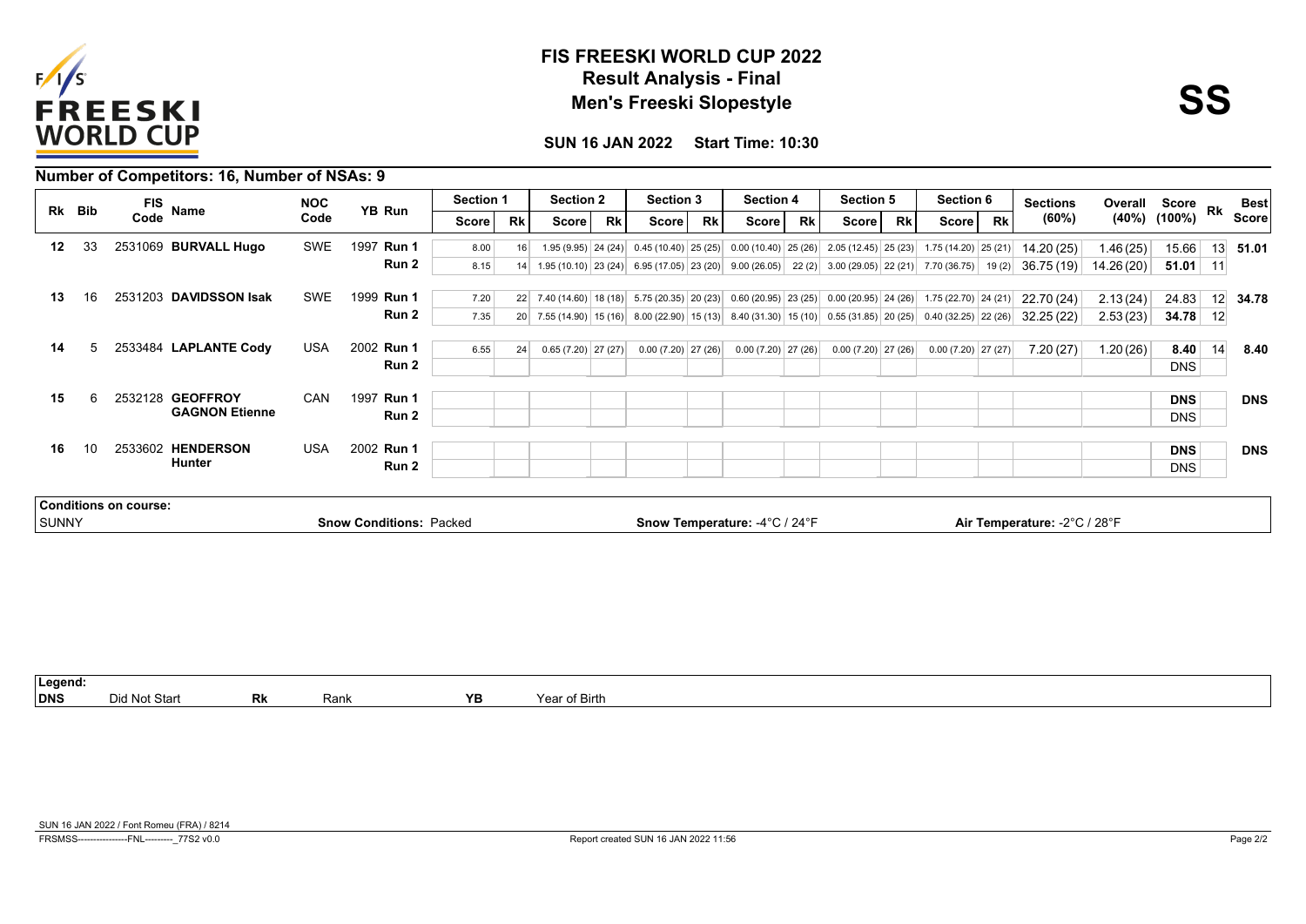# FIS FREESKI WORLD CUP 2022

## Result Analysis - Final

## Men's Freeski Slopestyle

**SS**

**SUN 16 JAN 2022 Start Time: 10:30**

### Number of Competitors: 16, Number of NSAs: 9

| Rk | Bib | FIS Code | Name | NOC Code | YB | Run | Section 1 Score | Section 1 Rk | Section 2 Score | Section 2 Rk | Section 3 Score | Section 3 Rk | Section 4 Score | Section 4 Rk | Section 5 Score | Section 5 Rk | Section 6 Score | Section 6 Rk | Sections (60%) | Overall (40%) | Score (100%) | Rk | Best Score |
|---|---|---|---|---|---|---|---|---|---|---|---|---|---|---|---|---|---|---|---|---|---|---|---|
| 12 | 33 | 2531069 | **BURVALL Hugo** | SWE | 1997 | **Run 1** | 8.00 | 16 | 1.95 (9.95) | 24 (24) | 0.45 (10.40) | 25 (25) | 0.00 (10.40) | 25 (26) | 2.05 (12.45) | 25 (23) | 1.75 (14.20) | 25 (21) | 14.20 (25) | 1.46 (25) | 15.66 | 13 | **51.01** |
| | | | | | | **Run 2** | 8.15 | 14 | 1.95 (10.10) | 23 (24) | 6.95 (17.05) | 23 (20) | 9.00 (26.05) | 22 (2) | 3.00 (29.05) | 22 (21) | 7.70 (36.75) | 19 (2) | 36.75 (19) | 14.26 (20) | **51.01** | 11 | |
| 13 | 16 | 2531203 | **DAVIDSSON Isak** | SWE | 1999 | **Run 1** | 7.20 | 22 | 7.40 (14.60) | 18 (18) | 5.75 (20.35) | 20 (23) | 0.60 (20.95) | 23 (25) | 0.00 (20.95) | 24 (26) | 1.75 (22.70) | 24 (21) | 22.70 (24) | 2.13 (24) | 24.83 | 12 | **34.78** |
| | | | | | | **Run 2** | 7.35 | 20 | 7.55 (14.90) | 15 (16) | 8.00 (22.90) | 15 (13) | 8.40 (31.30) | 15 (10) | 0.55 (31.85) | 20 (25) | 0.40 (32.25) | 22 (26) | 32.25 (22) | 2.53 (23) | **34.78** | 12 | |
| 14 | 5 | 2533484 | **LAPLANTE Cody** | USA | 2002 | **Run 1** | 6.55 | 24 | 0.65 (7.20) | 27 (27) | 0.00 (7.20) | 27 (26) | 0.00 (7.20) | 27 (26) | 0.00 (7.20) | 27 (26) | 0.00 (7.20) | 27 (27) | 7.20 (27) | 1.20 (26) | **8.40** | 14 | **8.40** |
| | | | | | | **Run 2** | | | | | | | | | | | | | | | DNS | | |
| 15 | 6 | 2532128 | **GEOFFROY GAGNON Etienne** | CAN | 1997 | **Run 1** | | | | | | | | | | | | | | | **DNS** | | **DNS** |
| | | | | | | **Run 2** | | | | | | | | | | | | | | | DNS | | |
| 16 | 10 | 2533602 | **HENDERSON Hunter** | USA | 2002 | **Run 1** | | | | | | | | | | | | | | | **DNS** | | **DNS** |
| | | | | | | **Run 2** | | | | | | | | | | | | | | | DNS | | |

**Conditions on course:**

SUNNY | **Snow Conditions:** Packed | **Snow Temperature:** -4°C / 24°F | **Air Temperature:** -2°C / 28°F

**Legend:**

**DNS** Did Not Start **Rk** Rank **YB** Year of Birth

SUN 16 JAN 2022 / Font Romeu (FRA) / 8214

FRSMSS----------------FNL---------_77S2 v0.0 Report created SUN 16 JAN 2022 11:56